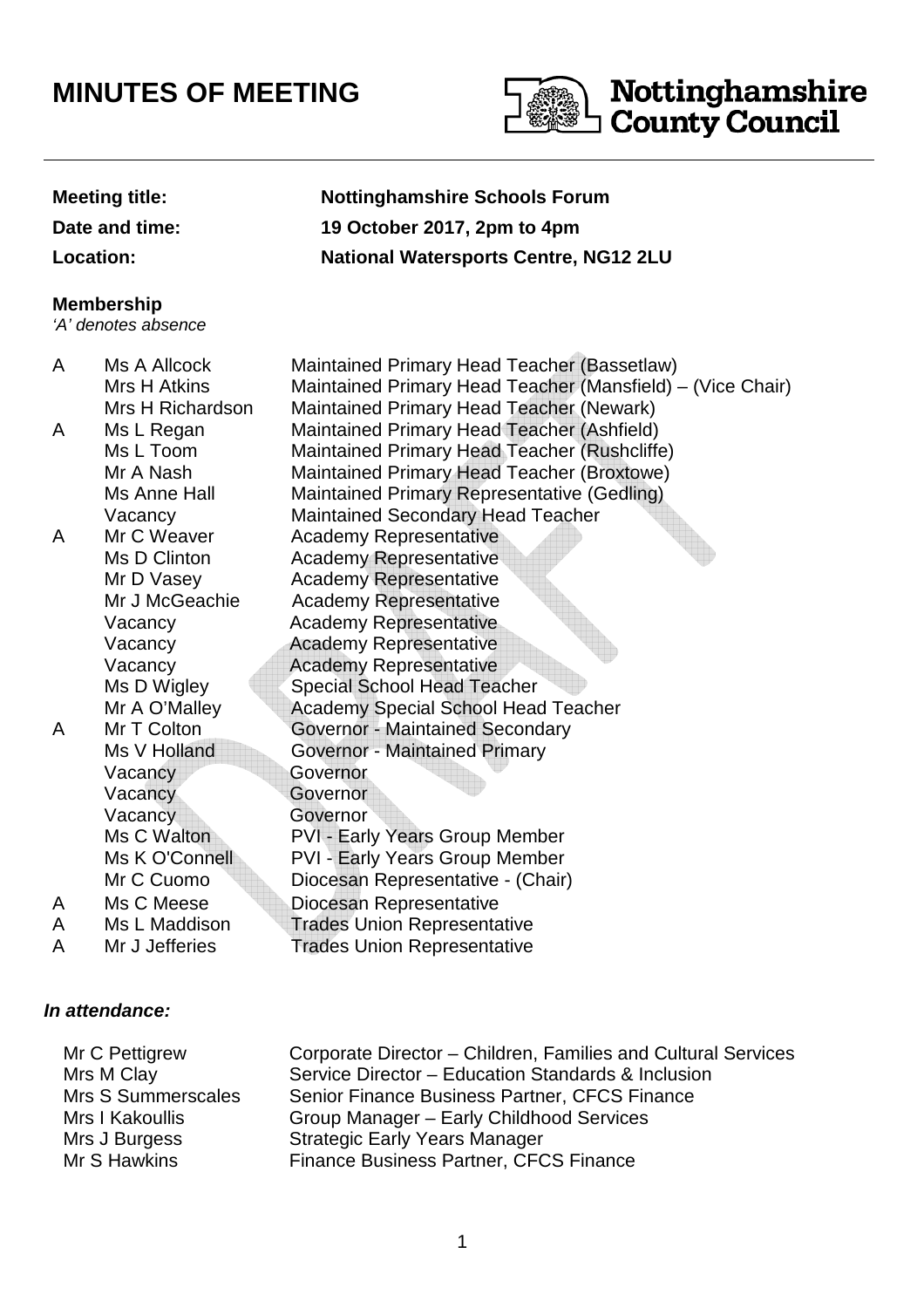# MINUTES OF MEETING

Nottinghamshire County Council

**Meeting title:** **Nottinghamshire Schools Forum**

**Date and time:** **19 October 2017, 2pm to 4pm**

**Location:** **National Watersports Centre, NG12 2LU**

**Membership**

*'A' denotes absence*

| | | |
|---|---|---|
| A | Ms A Allcock | Maintained Primary Head Teacher (Bassetlaw) |
| | Mrs H Atkins | Maintained Primary Head Teacher (Mansfield) – (Vice Chair) |
| | Mrs H Richardson | Maintained Primary Head Teacher (Newark) |
| A | Ms L Regan | Maintained Primary Head Teacher (Ashfield) |
| | Ms L Toom | Maintained Primary Head Teacher (Rushcliffe) |
| | Mr A Nash | Maintained Primary Head Teacher (Broxtowe) |
| | Ms Anne Hall | Maintained Primary Representative (Gedling) |
| | Vacancy | Maintained Secondary Head Teacher |
| A | Mr C Weaver | Academy Representative |
| | Ms D Clinton | Academy Representative |
| | Mr D Vasey | Academy Representative |
| | Mr J McGeachie | Academy Representative |
| | Vacancy | Academy Representative |
| | Vacancy | Academy Representative |
| | Vacancy | Academy Representative |
| | Ms D Wigley | Special School Head Teacher |
| | Mr A O'Malley | Academy Special School Head Teacher |
| A | Mr T Colton | Governor - Maintained Secondary |
| | Ms V Holland | Governor - Maintained Primary |
| | Vacancy | Governor |
| | Vacancy | Governor |
| | Vacancy | Governor |
| | Ms C Walton | PVI - Early Years Group Member |
| | Ms K O'Connell | PVI - Early Years Group Member |
| | Mr C Cuomo | Diocesan Representative - (Chair) |
| A | Ms C Meese | Diocesan Representative |
| A | Ms L Maddison | Trades Union Representative |
| A | Mr J Jefferies | Trades Union Representative |

***In attendance:***

| | |
|---|---|
| Mr C Pettigrew | Corporate Director – Children, Families and Cultural Services |
| Mrs M Clay | Service Director – Education Standards & Inclusion |
| Mrs S Summerscales | Senior Finance Business Partner, CFCS Finance |
| Mrs I Kakoullis | Group Manager – Early Childhood Services |
| Mrs J Burgess | Strategic Early Years Manager |
| Mr S Hawkins | Finance Business Partner, CFCS Finance |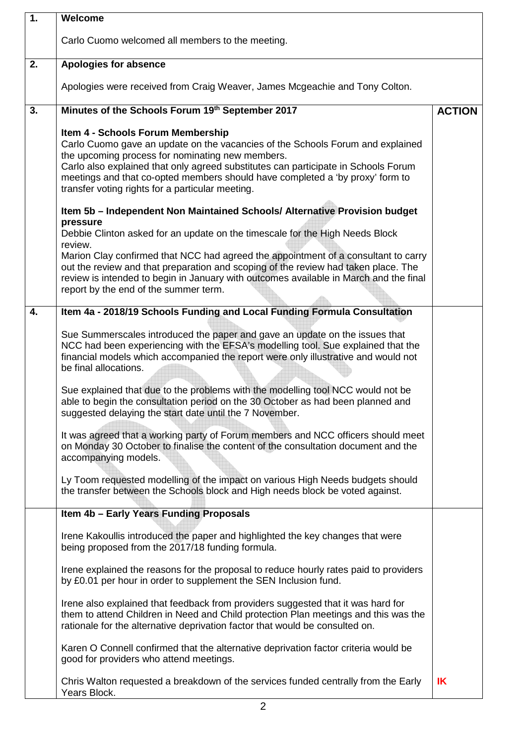| 1. | Welcome<br><br>Carlo Cuomo welcomed all members to the meeting. | |
|---|---|---|
| 2. | **Apologies for absence**<br><br>Apologies were received from Craig Weaver, James Mcgeachie and Tony Colton. | |
| 3. | **Minutes of the Schools Forum 19th September 2017**<br><br>**Item 4 - Schools Forum Membership**<br>Carlo Cuomo gave an update on the vacancies of the Schools Forum and explained the upcoming process for nominating new members.<br>Carlo also explained that only agreed substitutes can participate in Schools Forum meetings and that co-opted members should have completed a 'by proxy' form to transfer voting rights for a particular meeting.<br><br>**Item 5b – Independent Non Maintained Schools/ Alternative Provision budget pressure**<br>Debbie Clinton asked for an update on the timescale for the High Needs Block review.<br>Marion Clay confirmed that NCC had agreed the appointment of a consultant to carry out the review and that preparation and scoping of the review had taken place. The review is intended to begin in January with outcomes available in March and the final report by the end of the summer term. | **ACTION** |
| 4. | **Item 4a - 2018/19 Schools Funding and Local Funding Formula Consultation**<br><br>Sue Summerscales introduced the paper and gave an update on the issues that NCC had been experiencing with the EFSA's modelling tool. Sue explained that the financial models which accompanied the report were only illustrative and would not be final allocations.<br><br>Sue explained that due to the problems with the modelling tool NCC would not be able to begin the consultation period on the 30 October as had been planned and suggested delaying the start date until the 7 November.<br><br>It was agreed that a working party of Forum members and NCC officers should meet on Monday 30 October to finalise the content of the consultation document and the accompanying models.<br><br>Ly Toom requested modelling of the impact on various High Needs budgets should the transfer between the Schools block and High needs block be voted against. | |
| | **Item 4b – Early Years Funding Proposals**<br><br>Irene Kakoullis introduced the paper and highlighted the key changes that were being proposed from the 2017/18 funding formula.<br><br>Irene explained the reasons for the proposal to reduce hourly rates paid to providers by £0.01 per hour in order to supplement the SEN Inclusion fund.<br><br>Irene also explained that feedback from providers suggested that it was hard for them to attend Children in Need and Child protection Plan meetings and this was the rationale for the alternative deprivation factor that would be consulted on.<br><br>Karen O Connell confirmed that the alternative deprivation factor criteria would be good for providers who attend meetings.<br><br>Chris Walton requested a breakdown of the services funded centrally from the Early Years Block. | **IK** |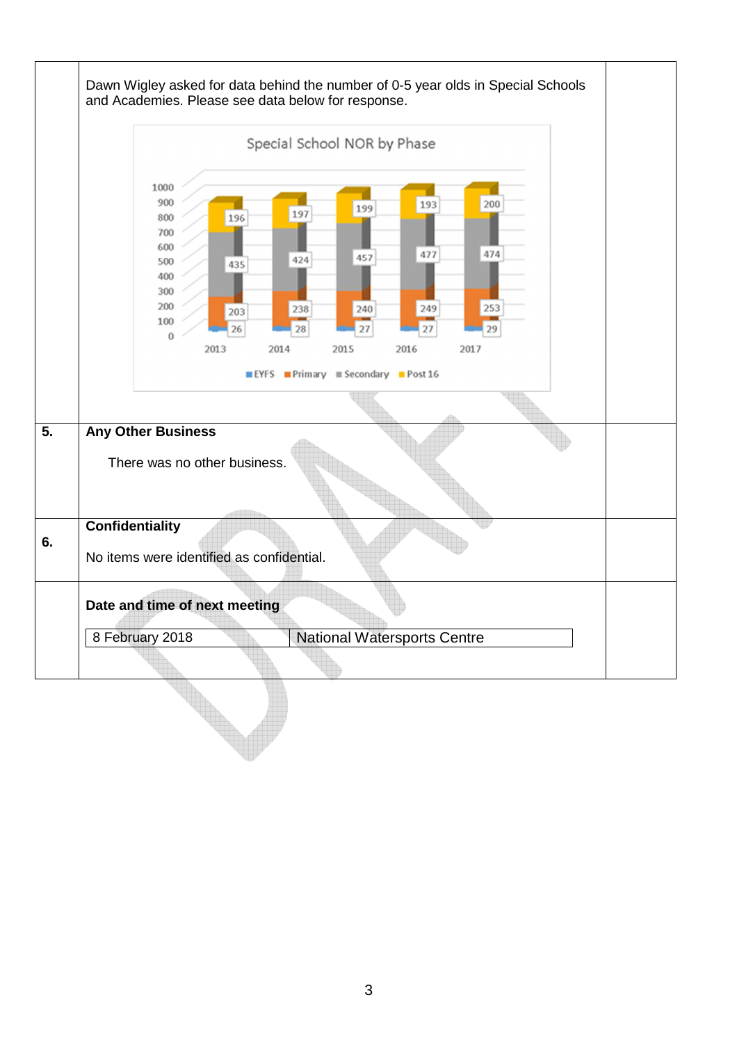Dawn Wigley asked for data behind the number of 0-5 year olds in Special Schools and Academies. Please see data below for response.

Special School NOR by Phase

1000
900
800
700
600
500
400
300
200
100
0

2013: 196, 435, 203, 26
2014: 197, 424, 238, 28
2015: 199, 457, 240, 27
2016: 193, 477, 249, 27
2017: 200, 474, 253, 29

EYFS Primary Secondary Post 16

| | |
|---|---|
| **5.** | **Any Other Business**<br><br>There was no other business. |
| **6.** | **Confidentiality**<br><br>No items were identified as confidential. |
| | **Date and time of next meeting** |

| | |
|---|---|
| 8 February 2018 | National Watersports Centre |